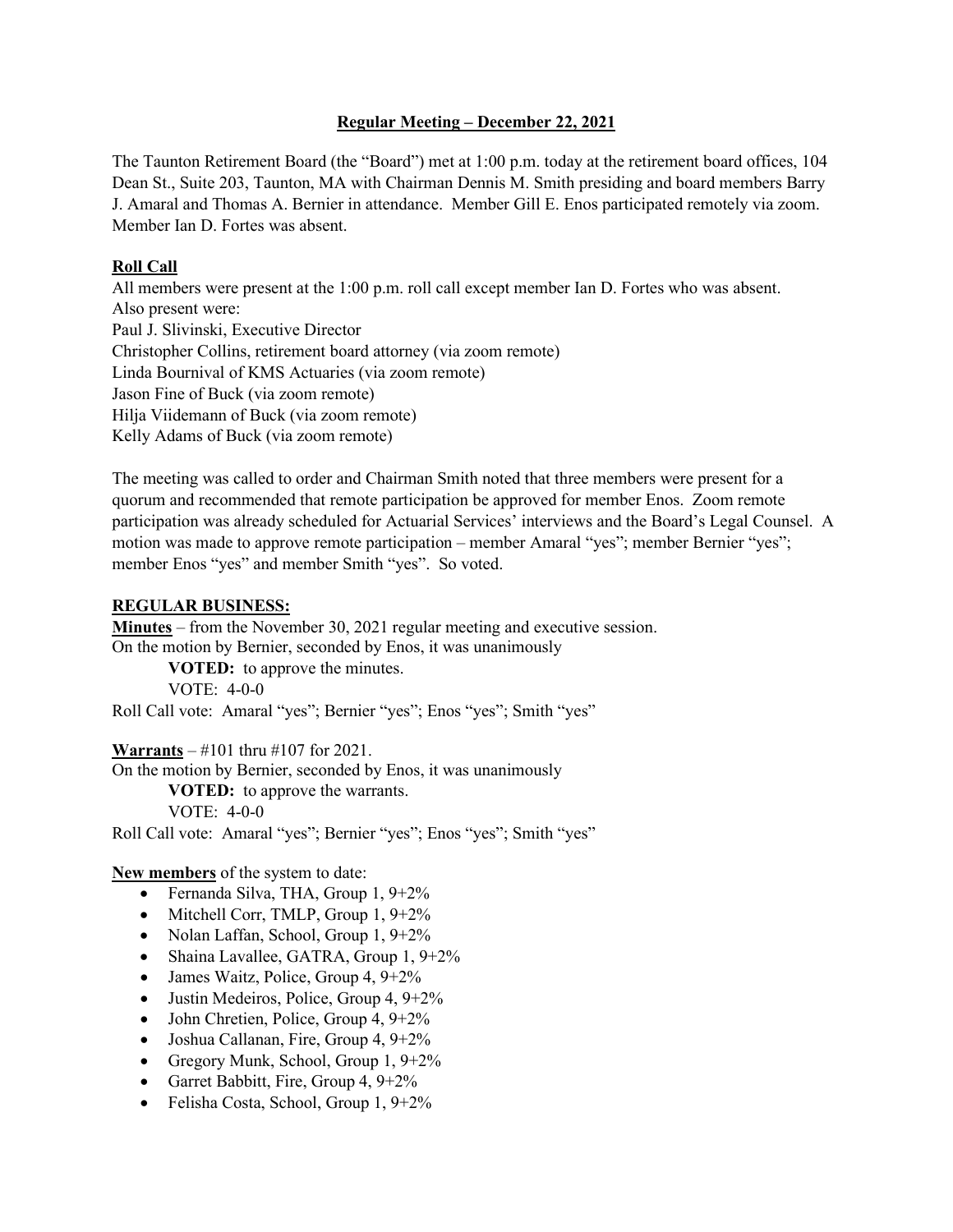## Regular Meeting – December 22, 2021

The Taunton Retirement Board (the "Board") met at 1:00 p.m. today at the retirement board offices, 104 Dean St., Suite 203, Taunton, MA with Chairman Dennis M. Smith presiding and board members Barry J. Amaral and Thomas A. Bernier in attendance. Member Gill E. Enos participated remotely via zoom. Member Ian D. Fortes was absent.

**Roll Call**

All members were present at the 1:00 p.m. roll call except member Ian D. Fortes who was absent.
Also present were:
Paul J. Slivinski, Executive Director
Christopher Collins, retirement board attorney (via zoom remote)
Linda Bournival of KMS Actuaries (via zoom remote)
Jason Fine of Buck (via zoom remote)
Hilja Viidemann of Buck (via zoom remote)
Kelly Adams of Buck (via zoom remote)

The meeting was called to order and Chairman Smith noted that three members were present for a quorum and recommended that remote participation be approved for member Enos. Zoom remote participation was already scheduled for Actuarial Services' interviews and the Board's Legal Counsel. A motion was made to approve remote participation – member Amaral "yes"; member Bernier "yes"; member Enos "yes" and member Smith "yes". So voted.

**REGULAR BUSINESS:**

**Minutes** – from the November 30, 2021 regular meeting and executive session.
On the motion by Bernier, seconded by Enos, it was unanimously

**VOTED:** to approve the minutes.
VOTE: 4-0-0

Roll Call vote: Amaral "yes"; Bernier "yes"; Enos "yes"; Smith "yes"

**Warrants** – #101 thru #107 for 2021.
On the motion by Bernier, seconded by Enos, it was unanimously

**VOTED:** to approve the warrants.
VOTE: 4-0-0

Roll Call vote: Amaral "yes"; Bernier "yes"; Enos "yes"; Smith "yes"

**New members** of the system to date:

- Fernanda Silva, THA, Group 1, 9+2%
- Mitchell Corr, TMLP, Group 1, 9+2%
- Nolan Laffan, School, Group 1, 9+2%
- Shaina Lavallee, GATRA, Group 1, 9+2%
- James Waitz, Police, Group 4, 9+2%
- Justin Medeiros, Police, Group 4, 9+2%
- John Chretien, Police, Group 4, 9+2%
- Joshua Callanan, Fire, Group 4, 9+2%
- Gregory Munk, School, Group 1, 9+2%
- Garret Babbitt, Fire, Group 4, 9+2%
- Felisha Costa, School, Group 1, 9+2%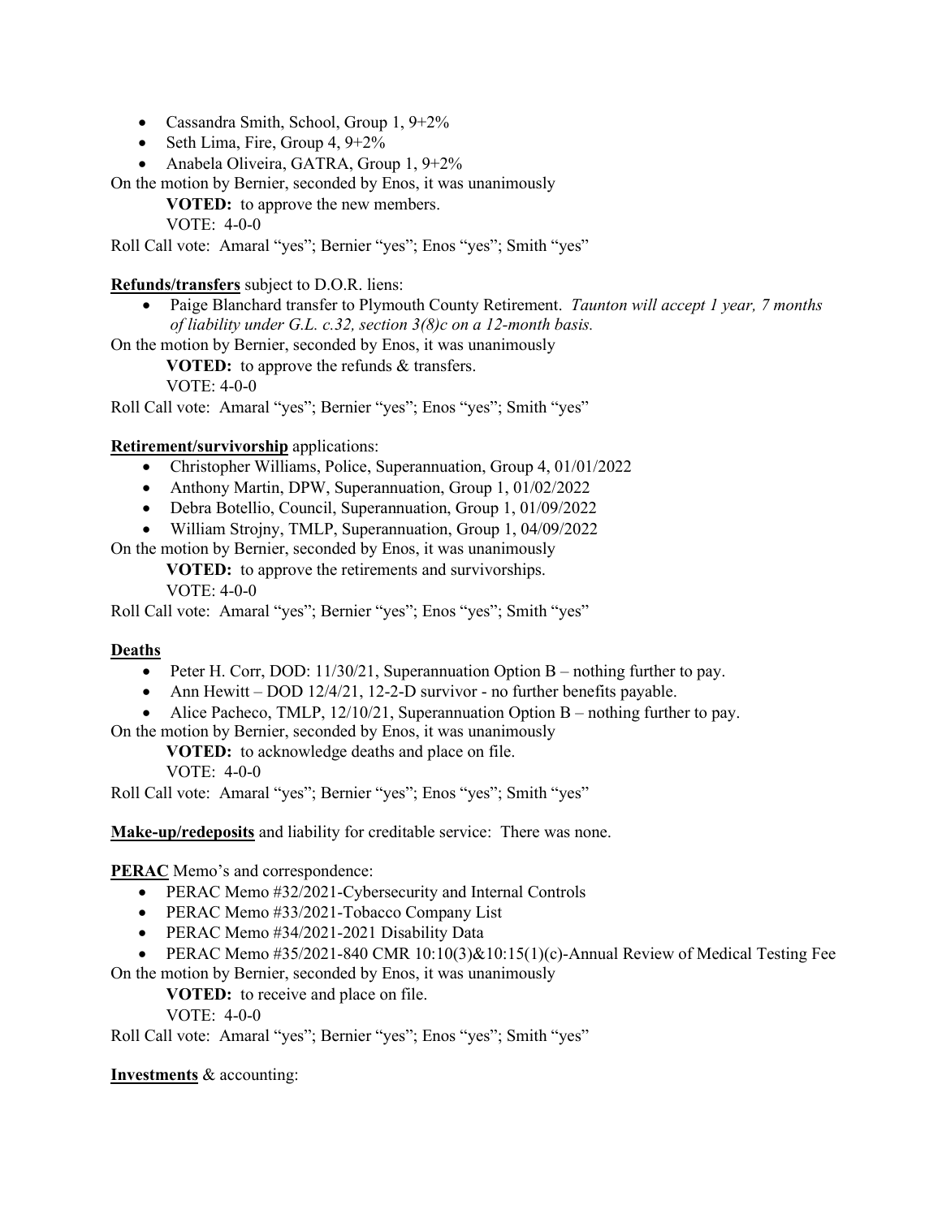- Cassandra Smith, School, Group 1, 9+2%
- Seth Lima, Fire, Group 4, 9+2%
- Anabela Oliveira, GATRA, Group 1, 9+2%

On the motion by Bernier, seconded by Enos, it was unanimously

**VOTED:** to approve the new members.

VOTE: 4-0-0

Roll Call vote: Amaral "yes"; Bernier "yes"; Enos "yes"; Smith "yes"

**Refunds/transfers** subject to D.O.R. liens:

- Paige Blanchard transfer to Plymouth County Retirement. *Taunton will accept 1 year, 7 months of liability under G.L. c.32, section 3(8)c on a 12-month basis.*

On the motion by Bernier, seconded by Enos, it was unanimously

**VOTED:** to approve the refunds & transfers.

VOTE: 4-0-0

Roll Call vote: Amaral "yes"; Bernier "yes"; Enos "yes"; Smith "yes"

**Retirement/survivorship** applications:

- Christopher Williams, Police, Superannuation, Group 4, 01/01/2022
- Anthony Martin, DPW, Superannuation, Group 1, 01/02/2022
- Debra Botellio, Council, Superannuation, Group 1, 01/09/2022
- William Strojny, TMLP, Superannuation, Group 1, 04/09/2022

On the motion by Bernier, seconded by Enos, it was unanimously

**VOTED:** to approve the retirements and survivorships.

VOTE: 4-0-0

Roll Call vote: Amaral "yes"; Bernier "yes"; Enos "yes"; Smith "yes"

**Deaths**

- Peter H. Corr, DOD: 11/30/21, Superannuation Option B – nothing further to pay.
- Ann Hewitt – DOD 12/4/21, 12-2-D survivor - no further benefits payable.
- Alice Pacheco, TMLP, 12/10/21, Superannuation Option B – nothing further to pay.

On the motion by Bernier, seconded by Enos, it was unanimously

**VOTED:** to acknowledge deaths and place on file.

VOTE: 4-0-0

Roll Call vote: Amaral "yes"; Bernier "yes"; Enos "yes"; Smith "yes"

**Make-up/redeposits** and liability for creditable service: There was none.

**PERAC** Memo's and correspondence:

- PERAC Memo #32/2021-Cybersecurity and Internal Controls
- PERAC Memo #33/2021-Tobacco Company List
- PERAC Memo #34/2021-2021 Disability Data
- PERAC Memo #35/2021-840 CMR 10:10(3)&10:15(1)(c)-Annual Review of Medical Testing Fee

On the motion by Bernier, seconded by Enos, it was unanimously

**VOTED:** to receive and place on file.

VOTE: 4-0-0

Roll Call vote: Amaral "yes"; Bernier "yes"; Enos "yes"; Smith "yes"

**Investments** & accounting: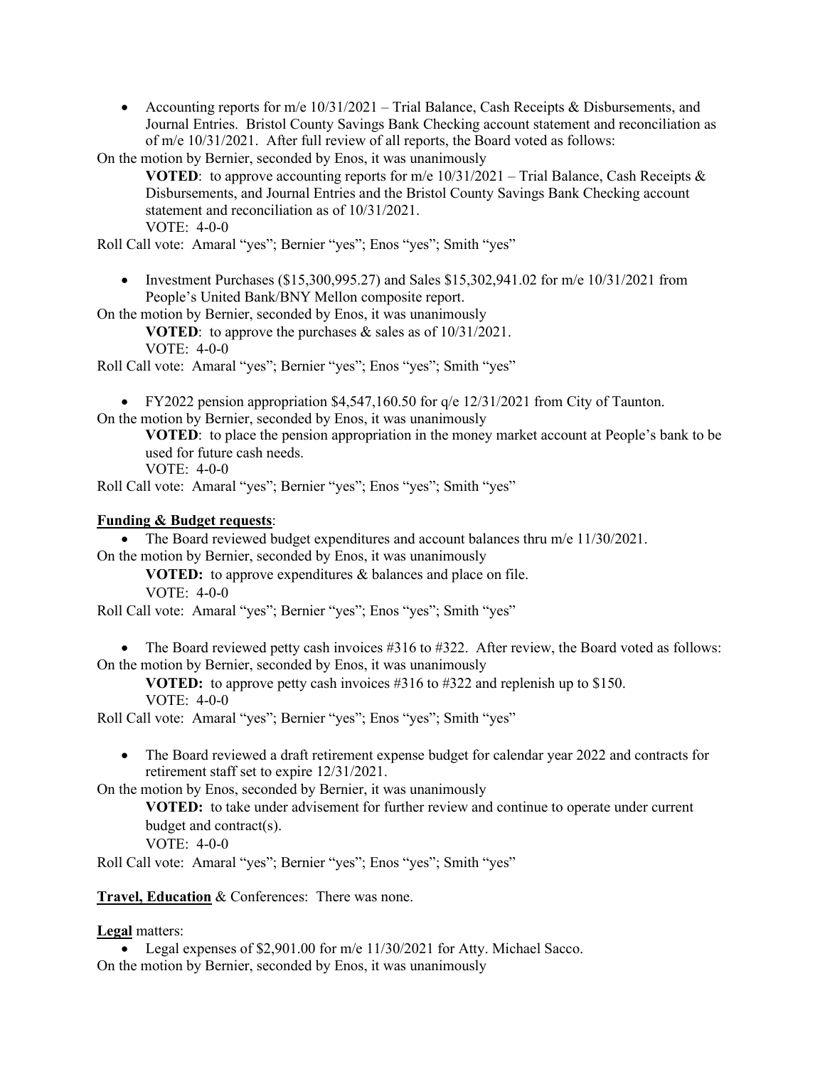- Accounting reports for m/e 10/31/2021 – Trial Balance, Cash Receipts & Disbursements, and Journal Entries. Bristol County Savings Bank Checking account statement and reconciliation as of m/e 10/31/2021. After full review of all reports, the Board voted as follows:

On the motion by Bernier, seconded by Enos, it was unanimously

> **VOTED**: to approve accounting reports for m/e 10/31/2021 – Trial Balance, Cash Receipts & Disbursements, and Journal Entries and the Bristol County Savings Bank Checking account statement and reconciliation as of 10/31/2021.
> VOTE: 4-0-0

Roll Call vote: Amaral "yes"; Bernier "yes"; Enos "yes"; Smith "yes"

- Investment Purchases ($15,300,995.27) and Sales $15,302,941.02 for m/e 10/31/2021 from People's United Bank/BNY Mellon composite report.

On the motion by Bernier, seconded by Enos, it was unanimously

> **VOTED**: to approve the purchases & sales as of 10/31/2021.
> VOTE: 4-0-0

Roll Call vote: Amaral "yes"; Bernier "yes"; Enos "yes"; Smith "yes"

- FY2022 pension appropriation $4,547,160.50 for q/e 12/31/2021 from City of Taunton.

On the motion by Bernier, seconded by Enos, it was unanimously

> **VOTED**: to place the pension appropriation in the money market account at People's bank to be used for future cash needs.
> VOTE: 4-0-0

Roll Call vote: Amaral "yes"; Bernier "yes"; Enos "yes"; Smith "yes"

**Funding & Budget requests**:

- The Board reviewed budget expenditures and account balances thru m/e 11/30/2021.

On the motion by Bernier, seconded by Enos, it was unanimously

> **VOTED:** to approve expenditures & balances and place on file.
> VOTE: 4-0-0

Roll Call vote: Amaral "yes"; Bernier "yes"; Enos "yes"; Smith "yes"

- The Board reviewed petty cash invoices #316 to #322. After review, the Board voted as follows:

On the motion by Bernier, seconded by Enos, it was unanimously

> **VOTED:** to approve petty cash invoices #316 to #322 and replenish up to $150.
> VOTE: 4-0-0

Roll Call vote: Amaral "yes"; Bernier "yes"; Enos "yes"; Smith "yes"

- The Board reviewed a draft retirement expense budget for calendar year 2022 and contracts for retirement staff set to expire 12/31/2021.

On the motion by Enos, seconded by Bernier, it was unanimously

> **VOTED:** to take under advisement for further review and continue to operate under current budget and contract(s).
> VOTE: 4-0-0

Roll Call vote: Amaral "yes"; Bernier "yes"; Enos "yes"; Smith "yes"

**Travel, Education** & Conferences: There was none.

**Legal** matters:

- Legal expenses of $2,901.00 for m/e 11/30/2021 for Atty. Michael Sacco.

On the motion by Bernier, seconded by Enos, it was unanimously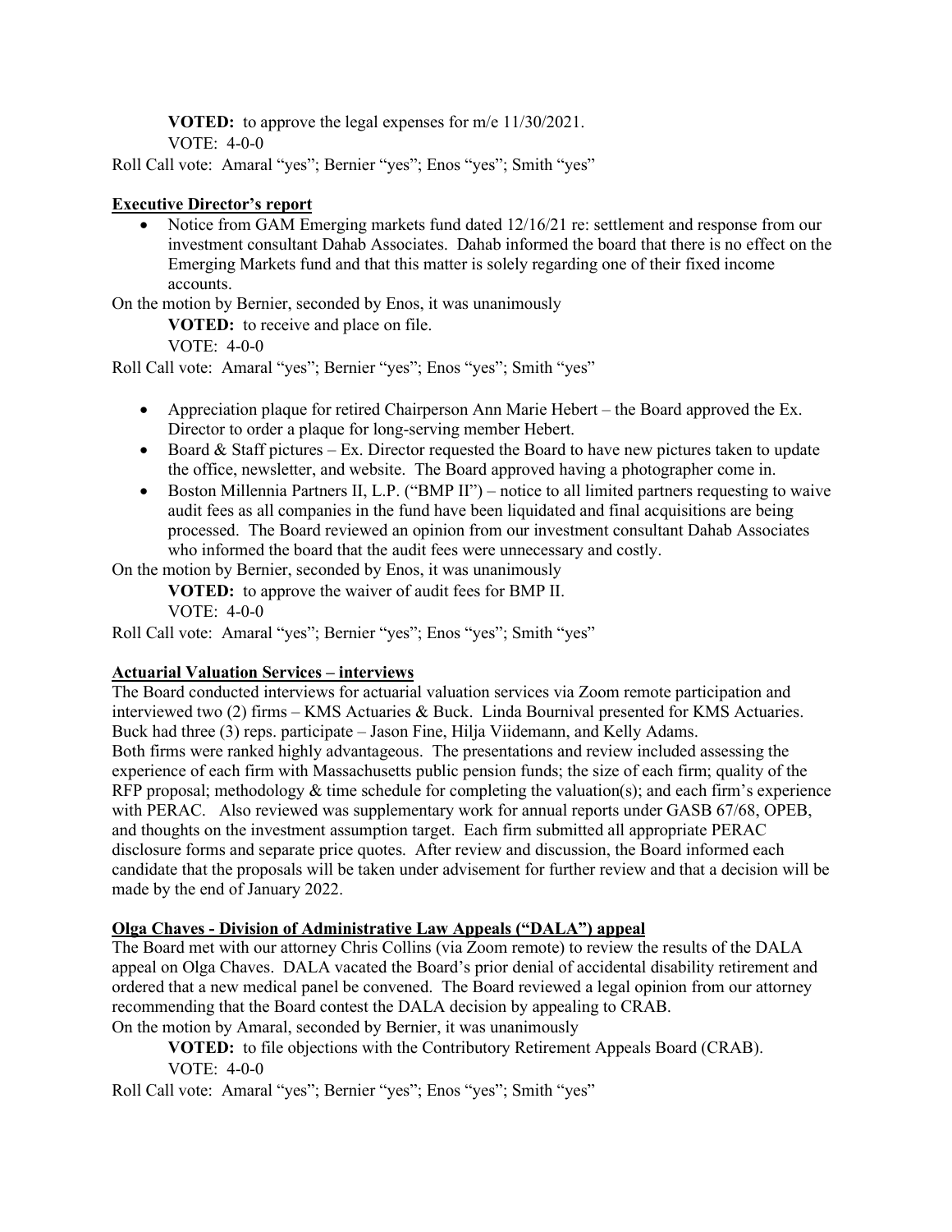**VOTED:** to approve the legal expenses for m/e 11/30/2021.
VOTE: 4-0-0

Roll Call vote: Amaral "yes"; Bernier "yes"; Enos "yes"; Smith "yes"

**Executive Director's report**

- Notice from GAM Emerging markets fund dated 12/16/21 re: settlement and response from our investment consultant Dahab Associates. Dahab informed the board that there is no effect on the Emerging Markets fund and that this matter is solely regarding one of their fixed income accounts.

On the motion by Bernier, seconded by Enos, it was unanimously

**VOTED:** to receive and place on file.
VOTE: 4-0-0

Roll Call vote: Amaral "yes"; Bernier "yes"; Enos "yes"; Smith "yes"

- Appreciation plaque for retired Chairperson Ann Marie Hebert – the Board approved the Ex. Director to order a plaque for long-serving member Hebert.
- Board & Staff pictures – Ex. Director requested the Board to have new pictures taken to update the office, newsletter, and website. The Board approved having a photographer come in.
- Boston Millennia Partners II, L.P. ("BMP II") – notice to all limited partners requesting to waive audit fees as all companies in the fund have been liquidated and final acquisitions are being processed. The Board reviewed an opinion from our investment consultant Dahab Associates who informed the board that the audit fees were unnecessary and costly.

On the motion by Bernier, seconded by Enos, it was unanimously

**VOTED:** to approve the waiver of audit fees for BMP II.
VOTE: 4-0-0

Roll Call vote: Amaral "yes"; Bernier "yes"; Enos "yes"; Smith "yes"

**Actuarial Valuation Services – interviews**

The Board conducted interviews for actuarial valuation services via Zoom remote participation and interviewed two (2) firms – KMS Actuaries & Buck. Linda Bournival presented for KMS Actuaries. Buck had three (3) reps. participate – Jason Fine, Hilja Viidemann, and Kelly Adams.
Both firms were ranked highly advantageous. The presentations and review included assessing the experience of each firm with Massachusetts public pension funds; the size of each firm; quality of the RFP proposal; methodology & time schedule for completing the valuation(s); and each firm's experience with PERAC. Also reviewed was supplementary work for annual reports under GASB 67/68, OPEB, and thoughts on the investment assumption target. Each firm submitted all appropriate PERAC disclosure forms and separate price quotes. After review and discussion, the Board informed each candidate that the proposals will be taken under advisement for further review and that a decision will be made by the end of January 2022.

**Olga Chaves - Division of Administrative Law Appeals ("DALA") appeal**

The Board met with our attorney Chris Collins (via Zoom remote) to review the results of the DALA appeal on Olga Chaves. DALA vacated the Board's prior denial of accidental disability retirement and ordered that a new medical panel be convened. The Board reviewed a legal opinion from our attorney recommending that the Board contest the DALA decision by appealing to CRAB.
On the motion by Amaral, seconded by Bernier, it was unanimously

**VOTED:** to file objections with the Contributory Retirement Appeals Board (CRAB).
VOTE: 4-0-0

Roll Call vote: Amaral "yes"; Bernier "yes"; Enos "yes"; Smith "yes"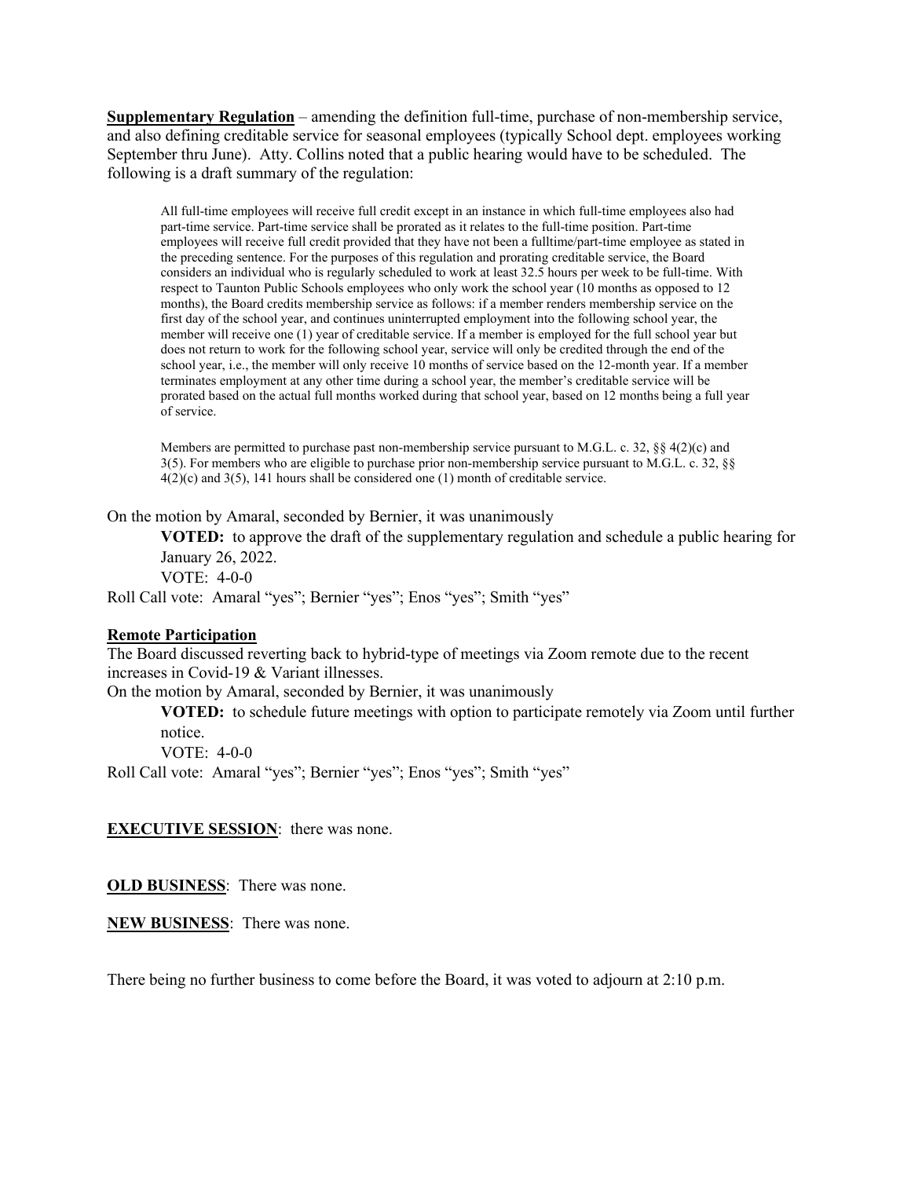**Supplementary Regulation** – amending the definition full-time, purchase of non-membership service, and also defining creditable service for seasonal employees (typically School dept. employees working September thru June). Atty. Collins noted that a public hearing would have to be scheduled. The following is a draft summary of the regulation:

> All full-time employees will receive full credit except in an instance in which full-time employees also had part-time service. Part-time service shall be prorated as it relates to the full-time position. Part-time employees will receive full credit provided that they have not been a fulltime/part-time employee as stated in the preceding sentence. For the purposes of this regulation and prorating creditable service, the Board considers an individual who is regularly scheduled to work at least 32.5 hours per week to be full-time. With respect to Taunton Public Schools employees who only work the school year (10 months as opposed to 12 months), the Board credits membership service as follows: if a member renders membership service on the first day of the school year, and continues uninterrupted employment into the following school year, the member will receive one (1) year of creditable service. If a member is employed for the full school year but does not return to work for the following school year, service will only be credited through the end of the school year, i.e., the member will only receive 10 months of service based on the 12-month year. If a member terminates employment at any other time during a school year, the member's creditable service will be prorated based on the actual full months worked during that school year, based on 12 months being a full year of service.
>
> Members are permitted to purchase past non-membership service pursuant to M.G.L. c. 32, §§ 4(2)(c) and 3(5). For members who are eligible to purchase prior non-membership service pursuant to M.G.L. c. 32, §§ 4(2)(c) and 3(5), 141 hours shall be considered one (1) month of creditable service.

On the motion by Amaral, seconded by Bernier, it was unanimously

**VOTED:** to approve the draft of the supplementary regulation and schedule a public hearing for January 26, 2022.

VOTE: 4-0-0

Roll Call vote: Amaral "yes"; Bernier "yes"; Enos "yes"; Smith "yes"

**Remote Participation**

The Board discussed reverting back to hybrid-type of meetings via Zoom remote due to the recent increases in Covid-19 & Variant illnesses.

On the motion by Amaral, seconded by Bernier, it was unanimously

**VOTED:** to schedule future meetings with option to participate remotely via Zoom until further notice.

VOTE: 4-0-0

Roll Call vote: Amaral "yes"; Bernier "yes"; Enos "yes"; Smith "yes"

**EXECUTIVE SESSION**: there was none.

**OLD BUSINESS**: There was none.

**NEW BUSINESS**: There was none.

There being no further business to come before the Board, it was voted to adjourn at 2:10 p.m.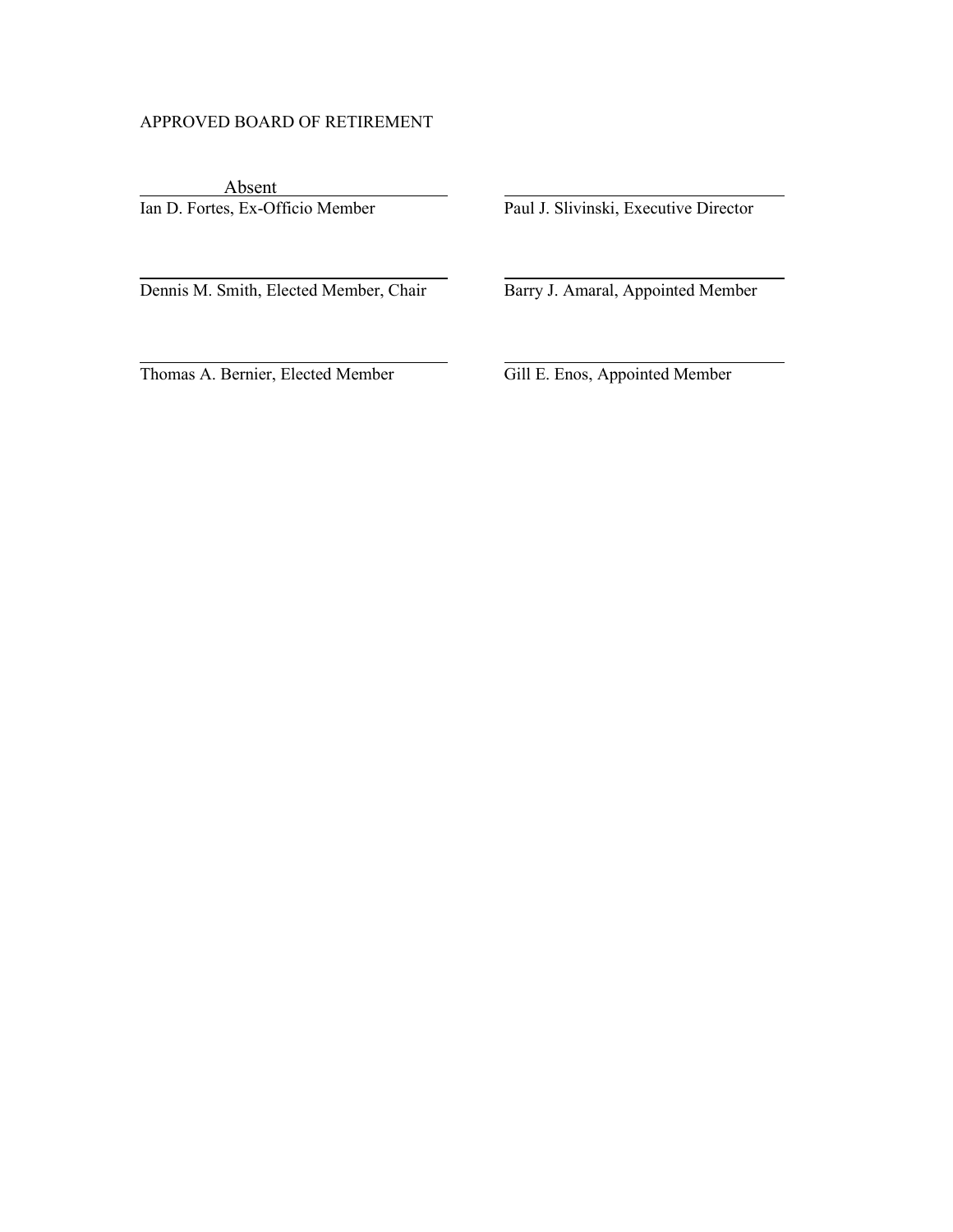APPROVED BOARD OF RETIREMENT

| | |
|---|---|
| Absent<br>Ian D. Fortes, Ex-Officio Member | Paul J. Slivinski, Executive Director |
| Dennis M. Smith, Elected Member, Chair | Barry J. Amaral, Appointed Member |
| Thomas A. Bernier, Elected Member | Gill E. Enos, Appointed Member |